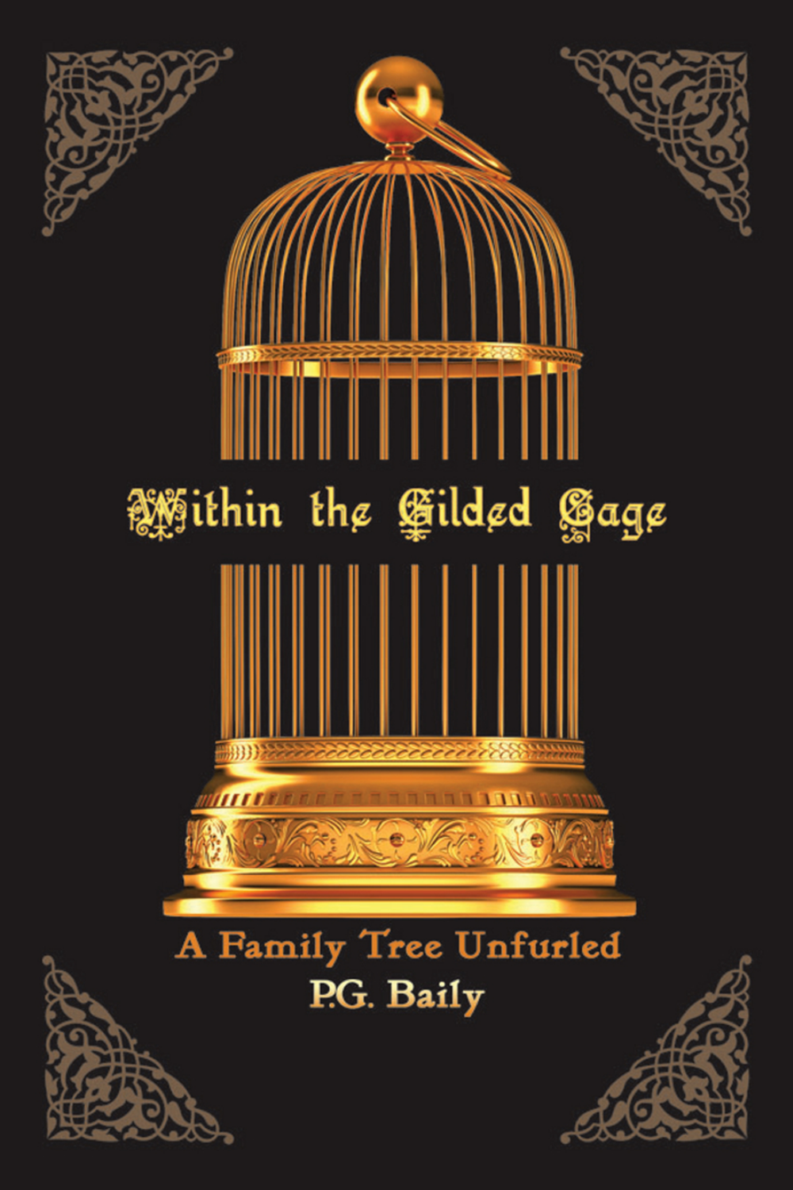# Within the Gilded Cage

## A Family Tree Unfurled

P.G. Baily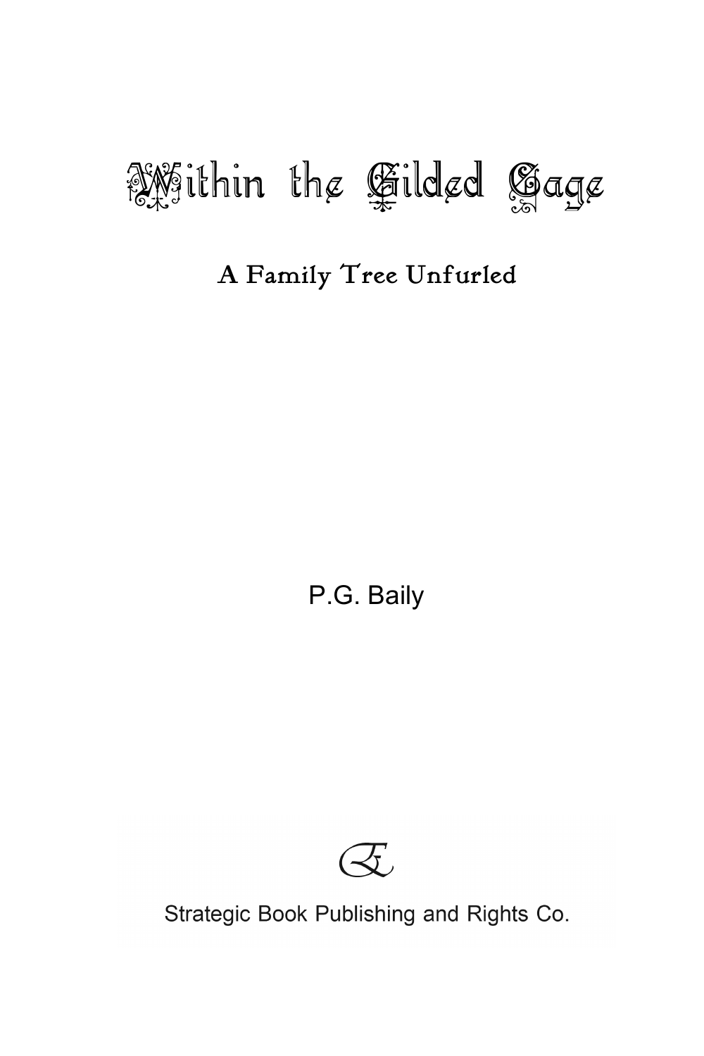# Within the Gilded Cage

## A Family Tree Unfurled

P.G. Baily

Strategic Book Publishing and Rights Co.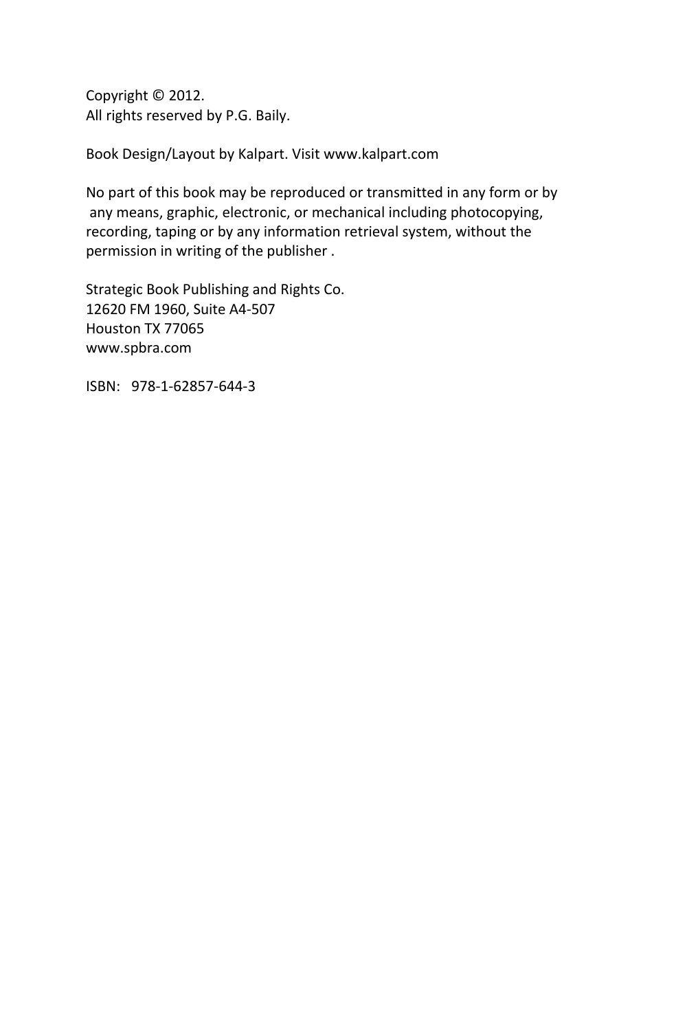Copyright © 2012.
All rights reserved by P.G. Baily.

Book Design/Layout by Kalpart. Visit www.kalpart.com

No part of this book may be reproduced or transmitted in any form or by any means, graphic, electronic, or mechanical including photocopying, recording, taping or by any information retrieval system, without the permission in writing of the publisher .

Strategic Book Publishing and Rights Co.
12620 FM 1960, Suite A4-507
Houston TX 77065
www.spbra.com

ISBN: 978-1-62857-644-3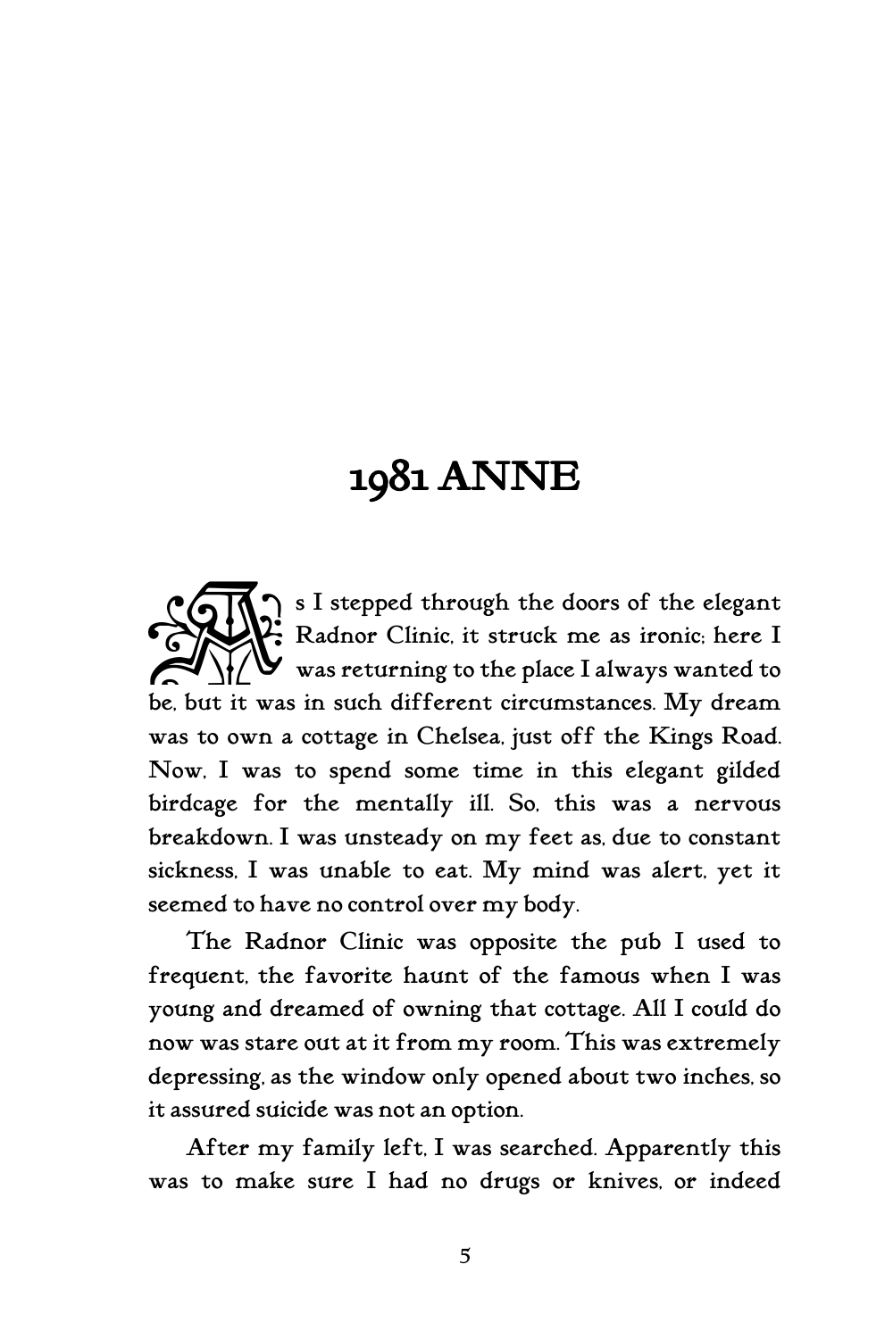# 1981 ANNE

As I stepped through the doors of the elegant Radnor Clinic, it struck me as ironic; here I was returning to the place I always wanted to be, but it was in such different circumstances. My dream was to own a cottage in Chelsea, just off the Kings Road. Now, I was to spend some time in this elegant gilded birdcage for the mentally ill. So, this was a nervous breakdown. I was unsteady on my feet as, due to constant sickness, I was unable to eat. My mind was alert, yet it seemed to have no control over my body.

The Radnor Clinic was opposite the pub I used to frequent, the favorite haunt of the famous when I was young and dreamed of owning that cottage. All I could do now was stare out at it from my room. This was extremely depressing, as the window only opened about two inches, so it assured suicide was not an option.

After my family left, I was searched. Apparently this was to make sure I had no drugs or knives, or indeed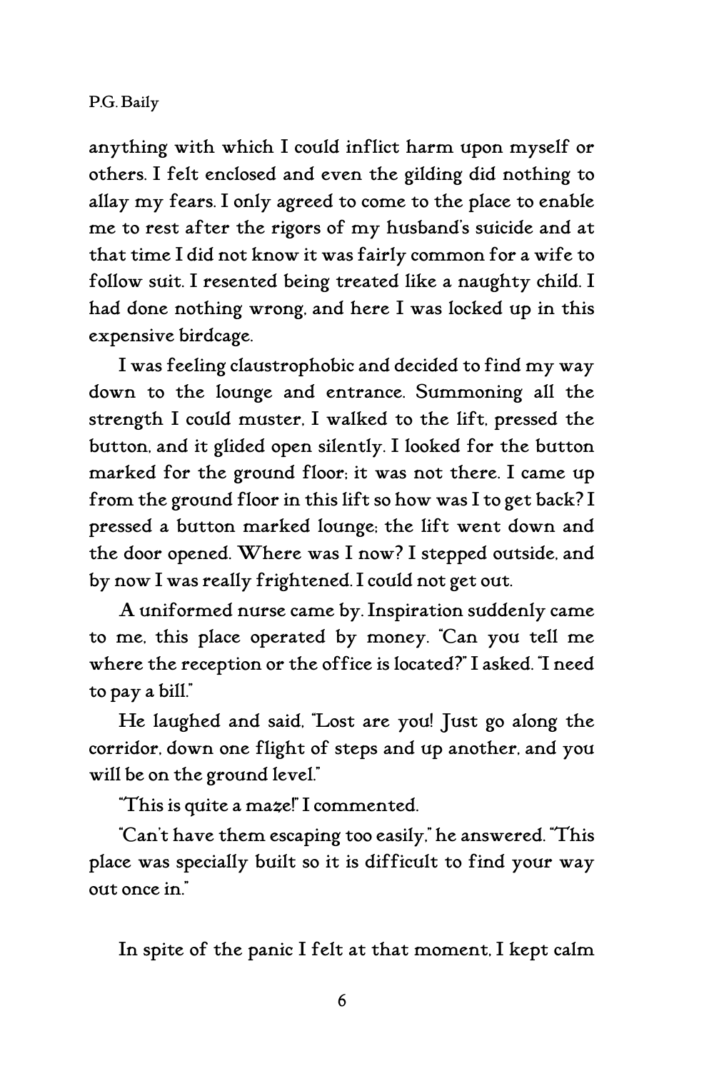anything with which I could inflict harm upon myself or others. I felt enclosed and even the gilding did nothing to allay my fears. I only agreed to come to the place to enable me to rest after the rigors of my husband's suicide and at that time I did not know it was fairly common for a wife to follow suit. I resented being treated like a naughty child. I had done nothing wrong, and here I was locked up in this expensive birdcage.

I was feeling claustrophobic and decided to find my way down to the lounge and entrance. Summoning all the strength I could muster, I walked to the lift, pressed the button, and it glided open silently. I looked for the button marked for the ground floor; it was not there. I came up from the ground floor in this lift so how was I to get back? I pressed a button marked lounge; the lift went down and the door opened. Where was I now? I stepped outside, and by now I was really frightened. I could not get out.

A uniformed nurse came by. Inspiration suddenly came to me, this place operated by money. "Can you tell me where the reception or the office is located?" I asked. "I need to pay a bill."

He laughed and said, "Lost are you! Just go along the corridor, down one flight of steps and up another, and you will be on the ground level."

"This is quite a maze!" I commented.

"Can't have them escaping too easily," he answered. "This place was specially built so it is difficult to find your way out once in."

In spite of the panic I felt at that moment, I kept calm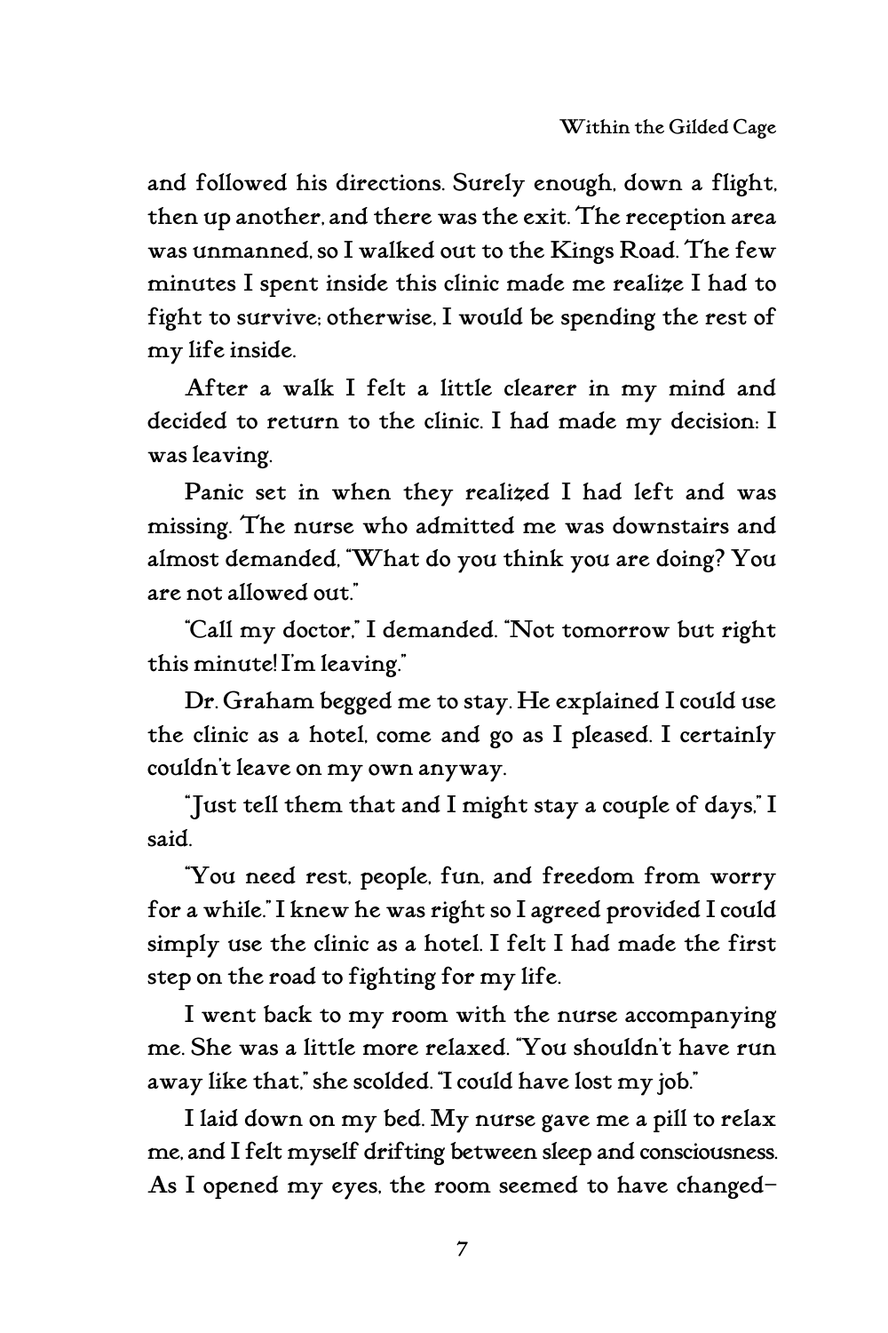and followed his directions. Surely enough, down a flight, then up another, and there was the exit. The reception area was unmanned, so I walked out to the Kings Road. The few minutes I spent inside this clinic made me realize I had to fight to survive; otherwise, I would be spending the rest of my life inside.

After a walk I felt a little clearer in my mind and decided to return to the clinic. I had made my decision: I was leaving.

Panic set in when they realized I had left and was missing. The nurse who admitted me was downstairs and almost demanded, "What do you think you are doing? You are not allowed out."

"Call my doctor," I demanded. "Not tomorrow but right this minute! I'm leaving."

Dr. Graham begged me to stay. He explained I could use the clinic as a hotel, come and go as I pleased. I certainly couldn't leave on my own anyway.

"Just tell them that and I might stay a couple of days," I said.

"You need rest, people, fun, and freedom from worry for a while." I knew he was right so I agreed provided I could simply use the clinic as a hotel. I felt I had made the first step on the road to fighting for my life.

I went back to my room with the nurse accompanying me. She was a little more relaxed. "You shouldn't have run away like that," she scolded. "I could have lost my job."

I laid down on my bed. My nurse gave me a pill to relax me, and I felt myself drifting between sleep and consciousness. As I opened my eyes, the room seemed to have changed–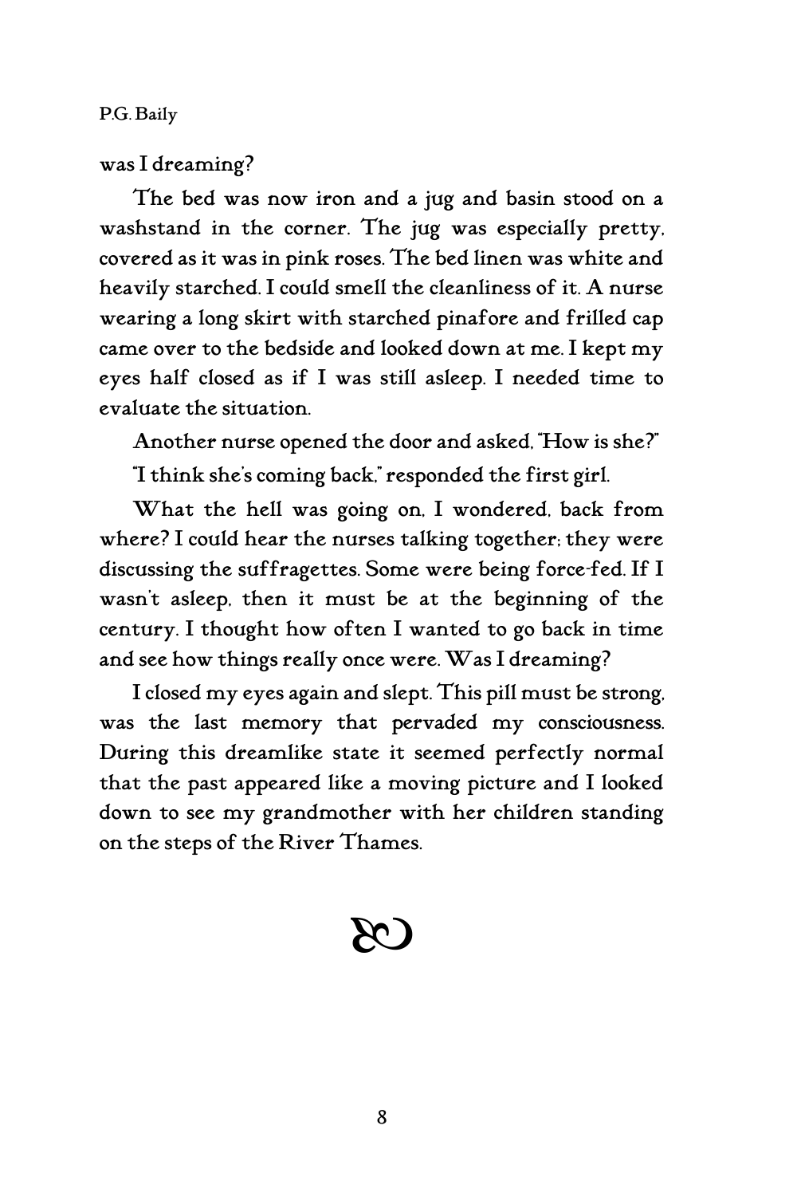was I dreaming?

The bed was now iron and a jug and basin stood on a washstand in the corner. The jug was especially pretty, covered as it was in pink roses. The bed linen was white and heavily starched. I could smell the cleanliness of it. A nurse wearing a long skirt with starched pinafore and frilled cap came over to the bedside and looked down at me. I kept my eyes half closed as if I was still asleep. I needed time to evaluate the situation.

Another nurse opened the door and asked, "How is she?"

"I think she's coming back," responded the first girl.

What the hell was going on, I wondered, back from where? I could hear the nurses talking together; they were discussing the suffragettes. Some were being force-fed. If I wasn't asleep, then it must be at the beginning of the century. I thought how often I wanted to go back in time and see how things really once were. Was I dreaming?

I closed my eyes again and slept. This pill must be strong, was the last memory that pervaded my consciousness. During this dreamlike state it seemed perfectly normal that the past appeared like a moving picture and I looked down to see my grandmother with her children standing on the steps of the River Thames.

ꕤ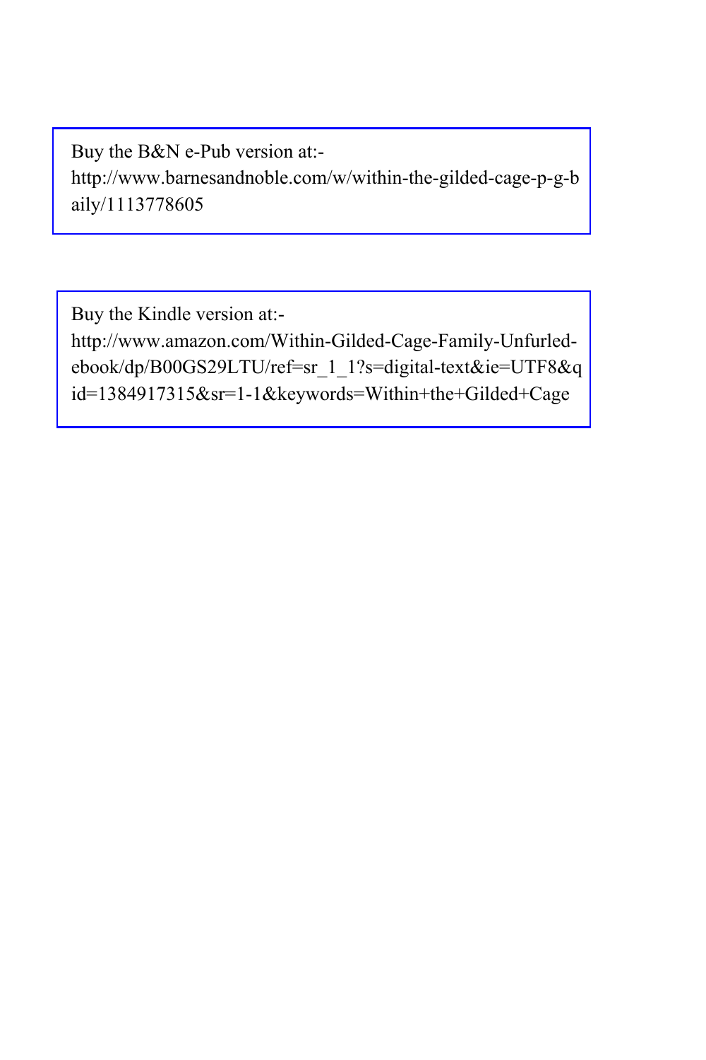Buy the B&N e-Pub version at:-
http://www.barnesandnoble.com/w/within-the-gilded-cage-p-g-baily/1113778605

Buy the Kindle version at:-
http://www.amazon.com/Within-Gilded-Cage-Family-Unfurled-ebook/dp/B00GS29LTU/ref=sr_1_1?s=digital-text&ie=UTF8&qid=1384917315&sr=1-1&keywords=Within+the+Gilded+Cage